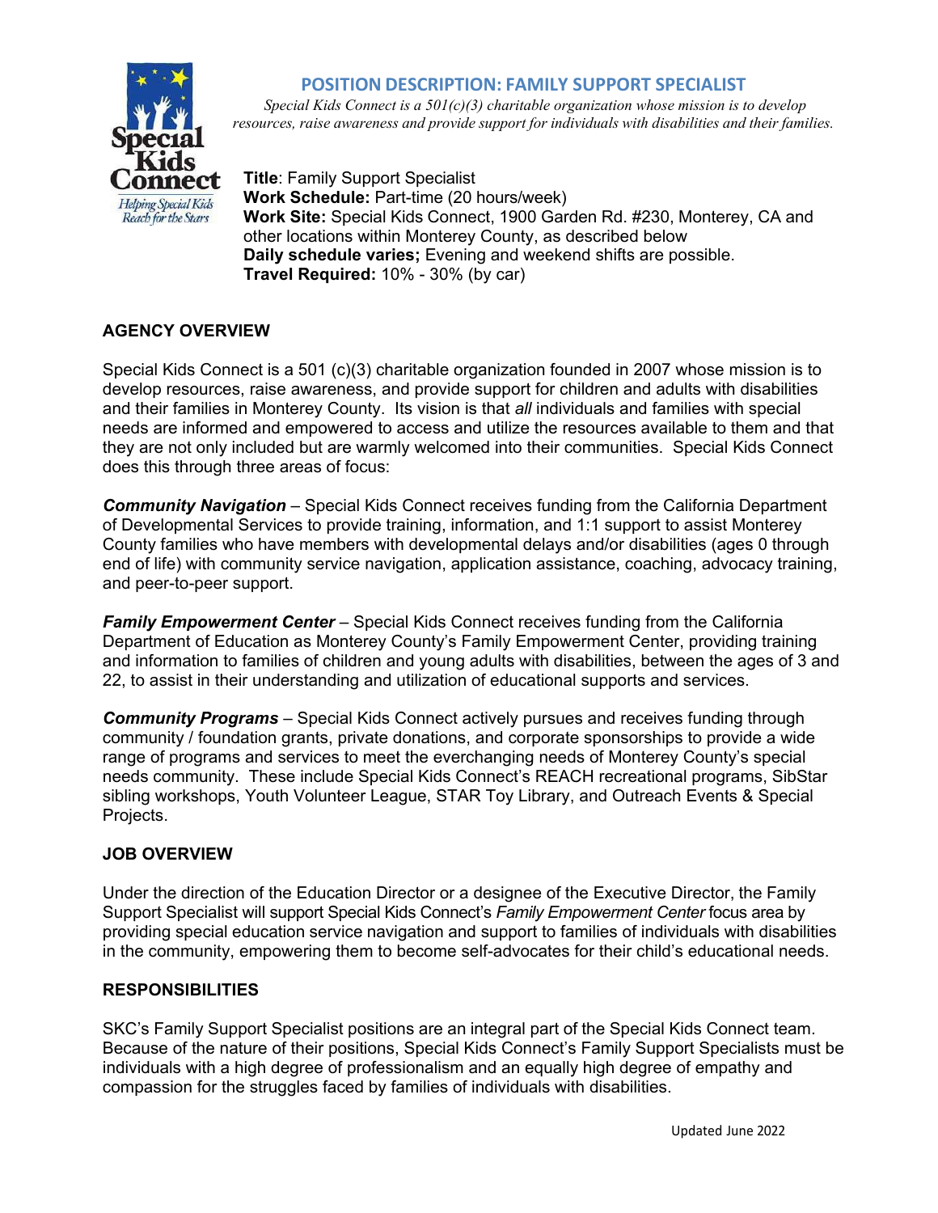# POSITION DESCRIPTION: FAMILY SUPPORT SPECIALIST

*Special Kids Connect is a 501(c)(3) charitable organization whose mission is to develop resources, raise awareness and provide support for individuals with disabilities and their families.*

**Title**: Family Support Specialist
**Work Schedule:** Part-time (20 hours/week)
**Work Site:** Special Kids Connect, 1900 Garden Rd. #230, Monterey, CA and other locations within Monterey County, as described below
**Daily schedule varies;** Evening and weekend shifts are possible.
**Travel Required:** 10% - 30% (by car)

## AGENCY OVERVIEW

Special Kids Connect is a 501 (c)(3) charitable organization founded in 2007 whose mission is to develop resources, raise awareness, and provide support for children and adults with disabilities and their families in Monterey County. Its vision is that *all* individuals and families with special needs are informed and empowered to access and utilize the resources available to them and that they are not only included but are warmly welcomed into their communities. Special Kids Connect does this through three areas of focus:

***Community Navigation*** – Special Kids Connect receives funding from the California Department of Developmental Services to provide training, information, and 1:1 support to assist Monterey County families who have members with developmental delays and/or disabilities (ages 0 through end of life) with community service navigation, application assistance, coaching, advocacy training, and peer-to-peer support.

***Family Empowerment Center*** – Special Kids Connect receives funding from the California Department of Education as Monterey County's Family Empowerment Center, providing training and information to families of children and young adults with disabilities, between the ages of 3 and 22, to assist in their understanding and utilization of educational supports and services.

***Community Programs*** – Special Kids Connect actively pursues and receives funding through community / foundation grants, private donations, and corporate sponsorships to provide a wide range of programs and services to meet the everchanging needs of Monterey County's special needs community. These include Special Kids Connect's REACH recreational programs, SibStar sibling workshops, Youth Volunteer League, STAR Toy Library, and Outreach Events & Special Projects.

## JOB OVERVIEW

Under the direction of the Education Director or a designee of the Executive Director, the Family Support Specialist will support Special Kids Connect's *Family Empowerment Center* focus area by providing special education service navigation and support to families of individuals with disabilities in the community, empowering them to become self-advocates for their child's educational needs.

## RESPONSIBILITIES

SKC's Family Support Specialist positions are an integral part of the Special Kids Connect team. Because of the nature of their positions, Special Kids Connect's Family Support Specialists must be individuals with a high degree of professionalism and an equally high degree of empathy and compassion for the struggles faced by families of individuals with disabilities.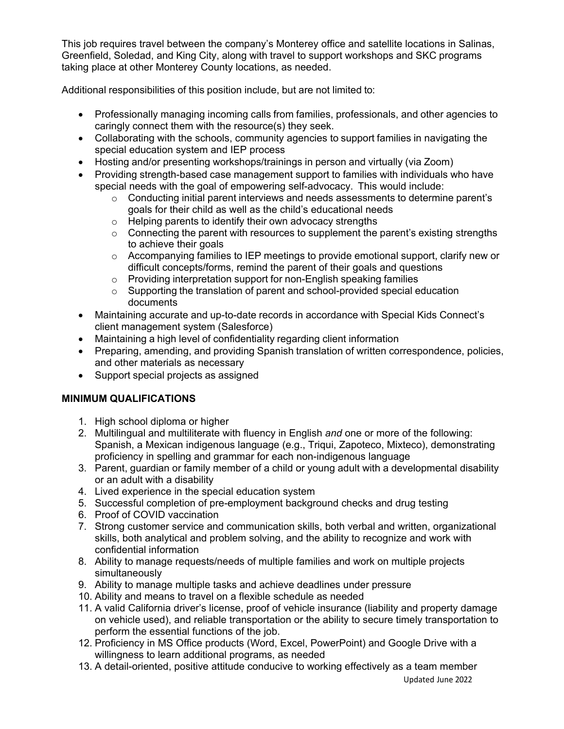This job requires travel between the company's Monterey office and satellite locations in Salinas, Greenfield, Soledad, and King City, along with travel to support workshops and SKC programs taking place at other Monterey County locations, as needed.

Additional responsibilities of this position include, but are not limited to:

- Professionally managing incoming calls from families, professionals, and other agencies to caringly connect them with the resource(s) they seek.
- Collaborating with the schools, community agencies to support families in navigating the special education system and IEP process
- Hosting and/or presenting workshops/trainings in person and virtually (via Zoom)
- Providing strength-based case management support to families with individuals who have special needs with the goal of empowering self-advocacy. This would include:
    - Conducting initial parent interviews and needs assessments to determine parent's goals for their child as well as the child's educational needs
    - Helping parents to identify their own advocacy strengths
    - Connecting the parent with resources to supplement the parent's existing strengths to achieve their goals
    - Accompanying families to IEP meetings to provide emotional support, clarify new or difficult concepts/forms, remind the parent of their goals and questions
    - Providing interpretation support for non-English speaking families
    - Supporting the translation of parent and school-provided special education documents
- Maintaining accurate and up-to-date records in accordance with Special Kids Connect's client management system (Salesforce)
- Maintaining a high level of confidentiality regarding client information
- Preparing, amending, and providing Spanish translation of written correspondence, policies, and other materials as necessary
- Support special projects as assigned

**MINIMUM QUALIFICATIONS**

1. High school diploma or higher
2. Multilingual and multiliterate with fluency in English *and* one or more of the following: Spanish, a Mexican indigenous language (e.g., Triqui, Zapoteco, Mixteco), demonstrating proficiency in spelling and grammar for each non-indigenous language
3. Parent, guardian or family member of a child or young adult with a developmental disability or an adult with a disability
4. Lived experience in the special education system
5. Successful completion of pre-employment background checks and drug testing
6. Proof of COVID vaccination
7. Strong customer service and communication skills, both verbal and written, organizational skills, both analytical and problem solving, and the ability to recognize and work with confidential information
8. Ability to manage requests/needs of multiple families and work on multiple projects simultaneously
9. Ability to manage multiple tasks and achieve deadlines under pressure
10. Ability and means to travel on a flexible schedule as needed
11. A valid California driver's license, proof of vehicle insurance (liability and property damage on vehicle used), and reliable transportation or the ability to secure timely transportation to perform the essential functions of the job.
12. Proficiency in MS Office products (Word, Excel, PowerPoint) and Google Drive with a willingness to learn additional programs, as needed
13. A detail-oriented, positive attitude conducive to working effectively as a team member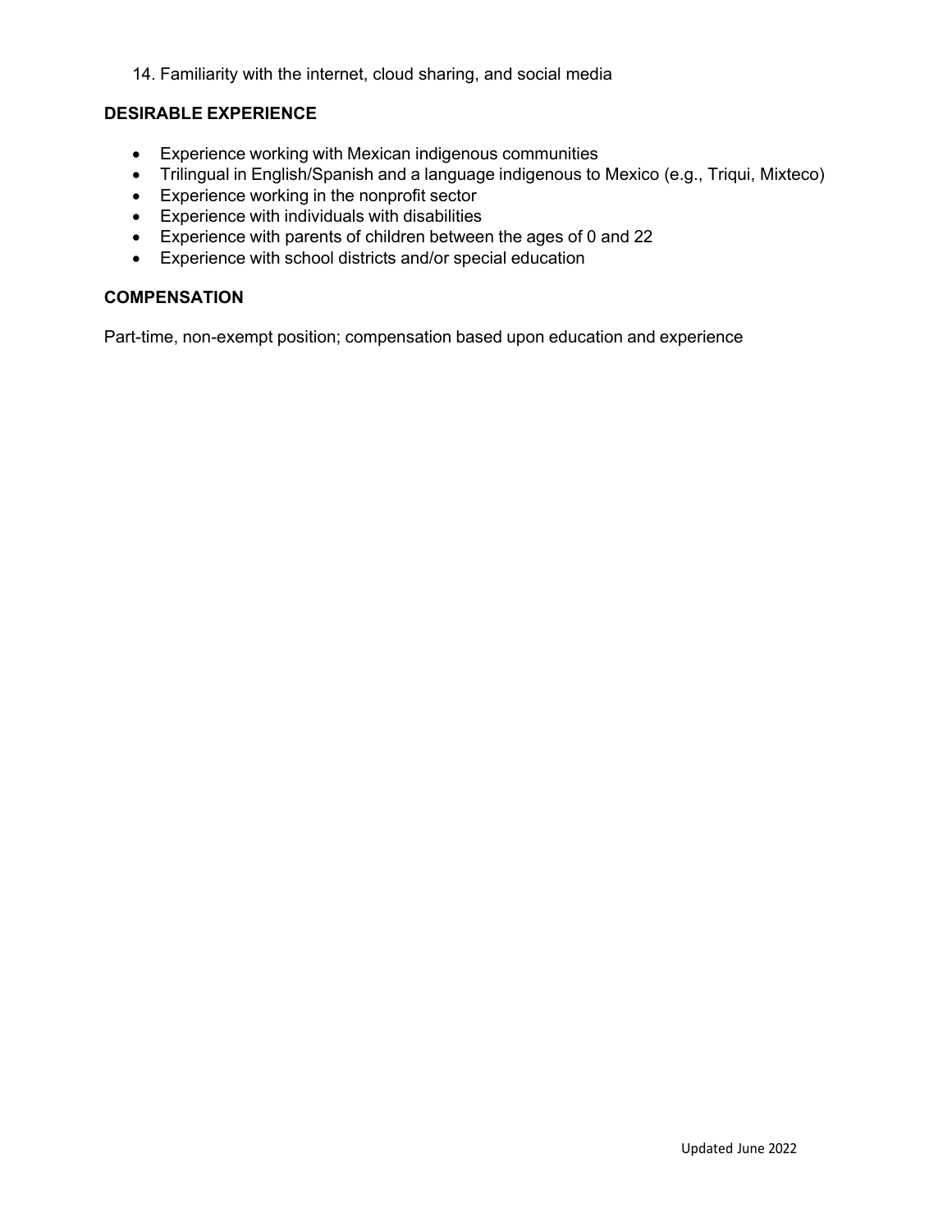14. Familiarity with the internet, cloud sharing, and social media

**DESIRABLE EXPERIENCE**

- Experience working with Mexican indigenous communities
- Trilingual in English/Spanish and a language indigenous to Mexico (e.g., Triqui, Mixteco)
- Experience working in the nonprofit sector
- Experience with individuals with disabilities
- Experience with parents of children between the ages of 0 and 22
- Experience with school districts and/or special education

**COMPENSATION**

Part-time, non-exempt position; compensation based upon education and experience

Updated June 2022